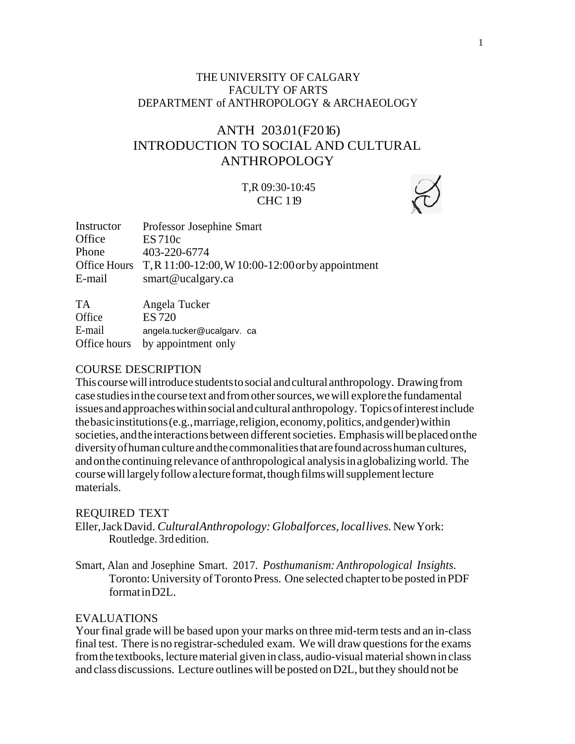THE UNIVERSITY OF CALGARY
FACULTY OF ARTS
DEPARTMENT of ANTHROPOLOGY & ARCHAEOLOGY

# ANTH 203.01(F2016)
# INTRODUCTION TO SOCIAL AND CULTURAL ANTHROPOLOGY

T,R 09:30-10:45
CHC 119

| | |
|---|---|
| Instructor | Professor Josephine Smart |
| Office | ES 710c |
| Phone | 403-220-6774 |
| Office Hours | T, R 11:00-12:00, W 10:00-12:00 or by appointment |
| E-mail | smart@ucalgary.ca |

| | |
|---|---|
| TA | Angela Tucker |
| Office | ES 720 |
| E-mail | angela.tucker@ucalgarv. ca |
| Office hours | by appointment only |

## COURSE DESCRIPTION

This course will introduce students to social and cultural anthropology. Drawing from case studies in the course text and from other sources, we will explore the fundamental issues and approaches within social and cultural anthropology. Topics of interest include the basic institutions (e.g., marriage, religion, economy, politics, and gender) within societies, and the interactions between different societies. Emphasis will be placed on the diversity of human culture and the commonalities that are found across human cultures, and on the continuing relevance of anthropological analysis in a globalizing world. The course will largely follow a lecture format, though films will supplement lecture materials.

## REQUIRED TEXT

Eller, Jack David. *Cultural Anthropology: Global forces, local lives*. New York: Routledge. 3rd edition.

Smart, Alan and Josephine Smart. 2017. *Posthumanism: Anthropological Insights.* Toronto: University of Toronto Press. One selected chapter to be posted in PDF format in D2L.

## EVALUATIONS

Your final grade will be based upon your marks on three mid-term tests and an in-class final test. There is no registrar-scheduled exam. We will draw questions for the exams from the textbooks, lecture material given in class, audio-visual material shown in class and class discussions. Lecture outlines will be posted on D2L, but they should not be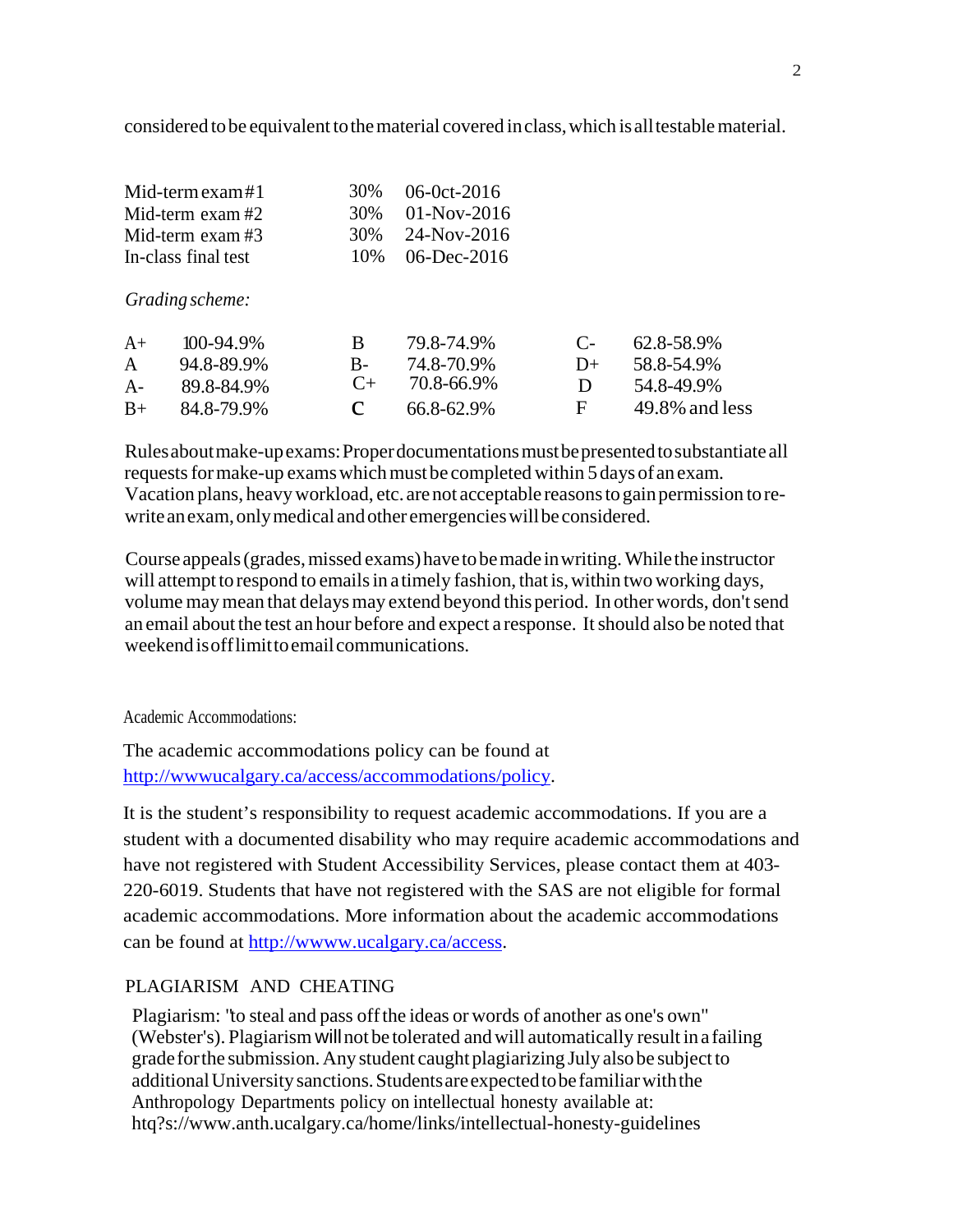considered to be equivalent to the material covered in class, which is all testable material.

| | | |
|---|---|---|
| Mid-term exam #1 | 30% | 06-0ct-2016 |
| Mid-term exam #2 | 30% | 01-Nov-2016 |
| Mid-term exam #3 | 30% | 24-Nov-2016 |
| In-class final test | 10% | 06-Dec-2016 |

*Grading scheme:*

| | | | | | |
|---|---|---|---|---|---|
| A+ | 100-94.9% | B | 79.8-74.9% | C- | 62.8-58.9% |
| A | 94.8-89.9% | B- | 74.8-70.9% | D+ | 58.8-54.9% |
| A- | 89.8-84.9% | C+ | 70.8-66.9% | D | 54.8-49.9% |
| B+ | 84.8-79.9% | C | 66.8-62.9% | F | 49.8% and less |

Rules about make-up exams: Proper documentations must be presented to substantiate all requests for make-up exams which must be completed within 5 days of an exam. Vacation plans, heavy workload, etc. are not acceptable reasons to gain permission to re-write an exam, only medical and other emergencies will be considered.

Course appeals (grades, missed exams) have to be made in writing. While the instructor will attempt to respond to emails in a timely fashion, that is, within two working days, volume may mean that delays may extend beyond this period. In other words, don't send an email about the test an hour before and expect a response. It should also be noted that weekend is off limit to email communications.

Academic Accommodations:

The academic accommodations policy can be found at [http://wwwucalgary.ca/access/accommodations/policy](http://wwwucalgary.ca/access/accommodations/policy).

It is the student's responsibility to request academic accommodations. If you are a student with a documented disability who may require academic accommodations and have not registered with Student Accessibility Services, please contact them at 403-220-6019. Students that have not registered with the SAS are not eligible for formal academic accommodations. More information about the academic accommodations can be found at [http://wwww.ucalgary.ca/access](http://wwww.ucalgary.ca/access).

## PLAGIARISM AND CHEATING

Plagiarism: "to steal and pass off the ideas or words of another as one's own" (Webster's). Plagiarism will not be tolerated and will automatically result in a failing grade for the submission. Any student caught plagiarizing July also be subject to additional University sanctions. Students are expected to be familiar with the Anthropology Departments policy on intellectual honesty available at: htq?s://www.anth.ucalgary.ca/home/links/intellectual-honesty-guidelines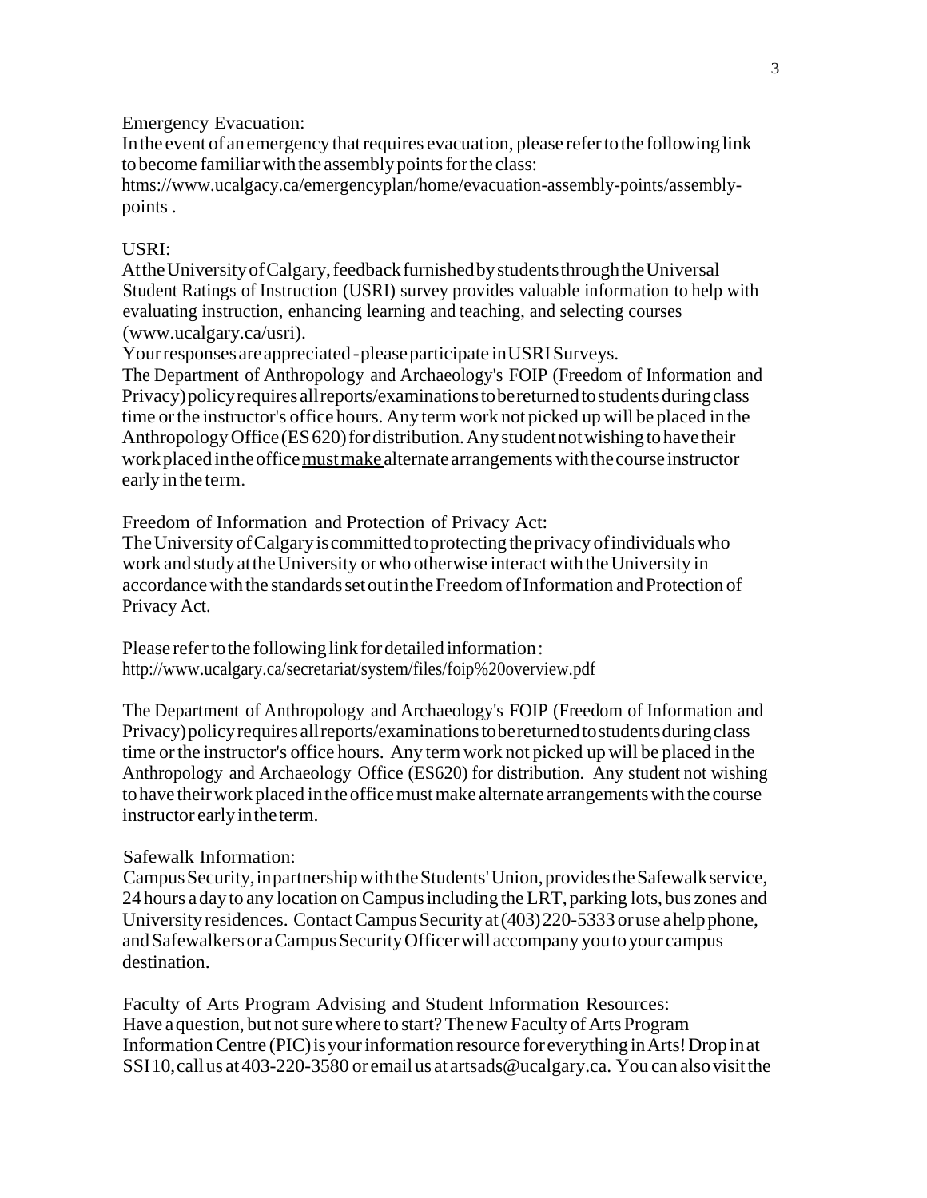Emergency Evacuation:
In the event of an emergency that requires evacuation, please refer to the following link to become familiar with the assembly points for the class:
htms://www.ucalgacy.ca/emergencyplan/home/evacuation-assembly-points/assembly-points .

USRI:
At the University of Calgary, feedback furnished by students through the Universal Student Ratings of Instruction (USRI) survey provides valuable information to help with evaluating instruction, enhancing learning and teaching, and selecting courses (www.ucalgary.ca/usri).
Your responses are appreciated - please participate in USRI Surveys.
The Department of Anthropology and Archaeology's FOIP (Freedom of Information and Privacy) policy requires all reports/examinations to be returned to students during class time or the instructor's office hours. Any term work not picked up will be placed in the Anthropology Office (ES 620) for distribution. Any student not wishing to have their work placed in the office must make alternate arrangements with the course instructor early in the term.

Freedom of Information and Protection of Privacy Act:
The University of Calgary is committed to protecting the privacy of individuals who work and study at the University or who otherwise interact with the University in accordance with the standards set out in the Freedom of Information and Protection of Privacy Act.

Please refer to the following link for detailed information:
http://www.ucalgary.ca/secretariat/system/files/foip%20overview.pdf

The Department of Anthropology and Archaeology's FOIP (Freedom of Information and Privacy) policy requires all reports/examinations to be returned to students during class time or the instructor's office hours. Any term work not picked up will be placed in the Anthropology and Archaeology Office (ES620) for distribution. Any student not wishing to have their work placed in the office must make alternate arrangements with the course instructor early in the term.

Safewalk Information:
Campus Security, in partnership with the Students' Union, provides the Safewalk service, 24 hours a day to any location on Campus including the LRT, parking lots, bus zones and University residences. Contact Campus Security at (403) 220-5333 or use a help phone, and Safewalkers or a Campus Security Officer will accompany you to your campus destination.

Faculty of Arts Program Advising and Student Information Resources:
Have a question, but not sure where to start? The new Faculty of Arts Program Information Centre (PIC) is your information resource for everything in Arts! Drop in at SS110, call us at 403-220-3580 or email us at artsads@ucalgary.ca. You can also visit the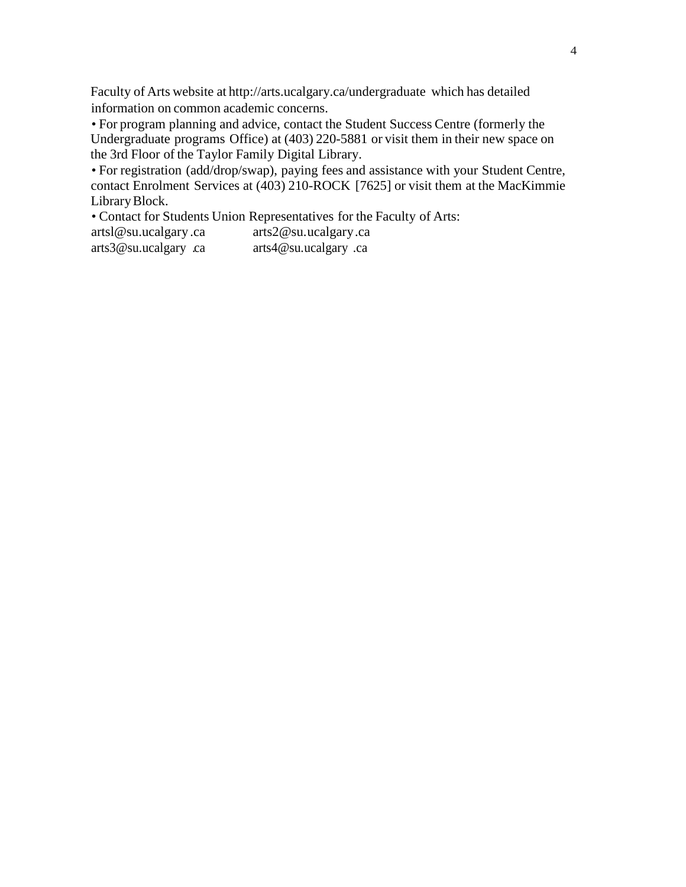Faculty of Arts website at http://arts.ucalgary.ca/undergraduate which has detailed information on common academic concerns.

• For program planning and advice, contact the Student Success Centre (formerly the Undergraduate programs Office) at (403) 220-5881 or visit them in their new space on the 3rd Floor of the Taylor Family Digital Library.

• For registration (add/drop/swap), paying fees and assistance with your Student Centre, contact Enrolment Services at (403) 210-ROCK [7625] or visit them at the MacKimmie Library Block.

• Contact for Students Union Representatives for the Faculty of Arts:

| | |
|---|---|
| artsl@su.ucalgary.ca | arts2@su.ucalgary.ca |
| arts3@su.ucalgary.ca | arts4@su.ucalgary.ca |